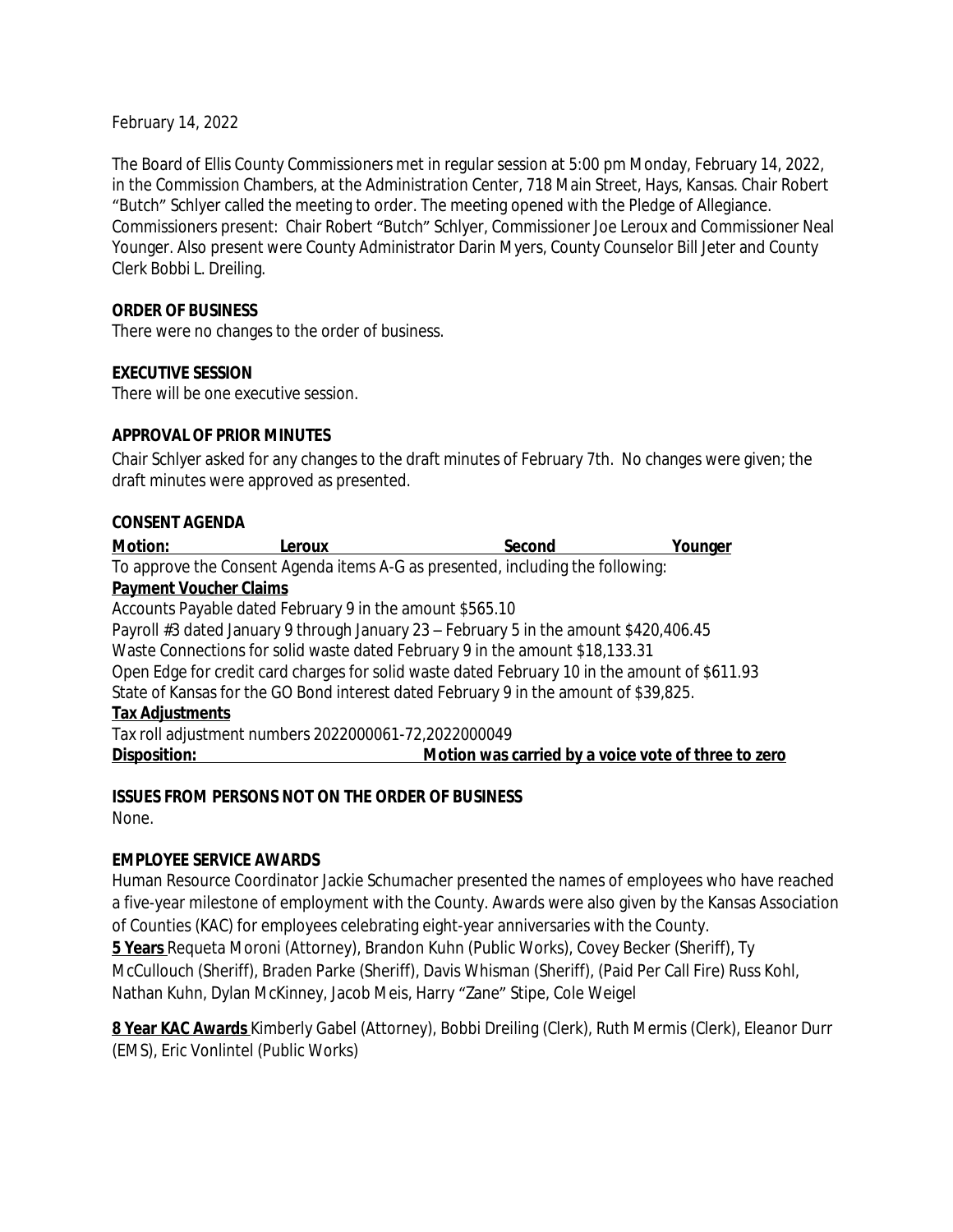February 14, 2022

The Board of Ellis County Commissioners met in regular session at 5:00 pm Monday, February 14, 2022, in the Commission Chambers, at the Administration Center, 718 Main Street, Hays, Kansas. Chair Robert "Butch" Schlyer called the meeting to order. The meeting opened with the Pledge of Allegiance. Commissioners present: Chair Robert "Butch" Schlyer, Commissioner Joe Leroux and Commissioner Neal Younger. Also present were County Administrator Darin Myers, County Counselor Bill Jeter and County Clerk Bobbi L. Dreiling.

**ORDER OF BUSINESS**

There were no changes to the order of business.

**EXECUTIVE SESSION**

There will be one executive session.

**APPROVAL OF PRIOR MINUTES**

Chair Schlyer asked for any changes to the draft minutes of February 7th. No changes were given; the draft minutes were approved as presented.

**CONSENT AGENDA**

**Motion:** **Leroux** **Second** **Younger**

To approve the Consent Agenda items A-G as presented, including the following:

**Payment Voucher Claims**

Accounts Payable dated February 9 in the amount $565.10

Payroll #3 dated January 9 through January 23 – February 5 in the amount $420,406.45

Waste Connections for solid waste dated February 9 in the amount $18,133.31

Open Edge for credit card charges for solid waste dated February 10 in the amount of $611.93

State of Kansas for the GO Bond interest dated February 9 in the amount of $39,825.

**Tax Adjustments**

Tax roll adjustment numbers 2022000061-72,2022000049

**Disposition:** **Motion was carried by a voice vote of three to zero**

**ISSUES FROM PERSONS NOT ON THE ORDER OF BUSINESS**

None.

**EMPLOYEE SERVICE AWARDS**

Human Resource Coordinator Jackie Schumacher presented the names of employees who have reached a five-year milestone of employment with the County. Awards were also given by the Kansas Association of Counties (KAC) for employees celebrating eight-year anniversaries with the County.

**5 Years** Requeta Moroni (Attorney), Brandon Kuhn (Public Works), Covey Becker (Sheriff), Ty McCullouch (Sheriff), Braden Parke (Sheriff), Davis Whisman (Sheriff), (Paid Per Call Fire) Russ Kohl, Nathan Kuhn, Dylan McKinney, Jacob Meis, Harry "Zane" Stipe, Cole Weigel

**8 Year KAC Awards** Kimberly Gabel (Attorney), Bobbi Dreiling (Clerk), Ruth Mermis (Clerk), Eleanor Durr (EMS), Eric Vonlintel (Public Works)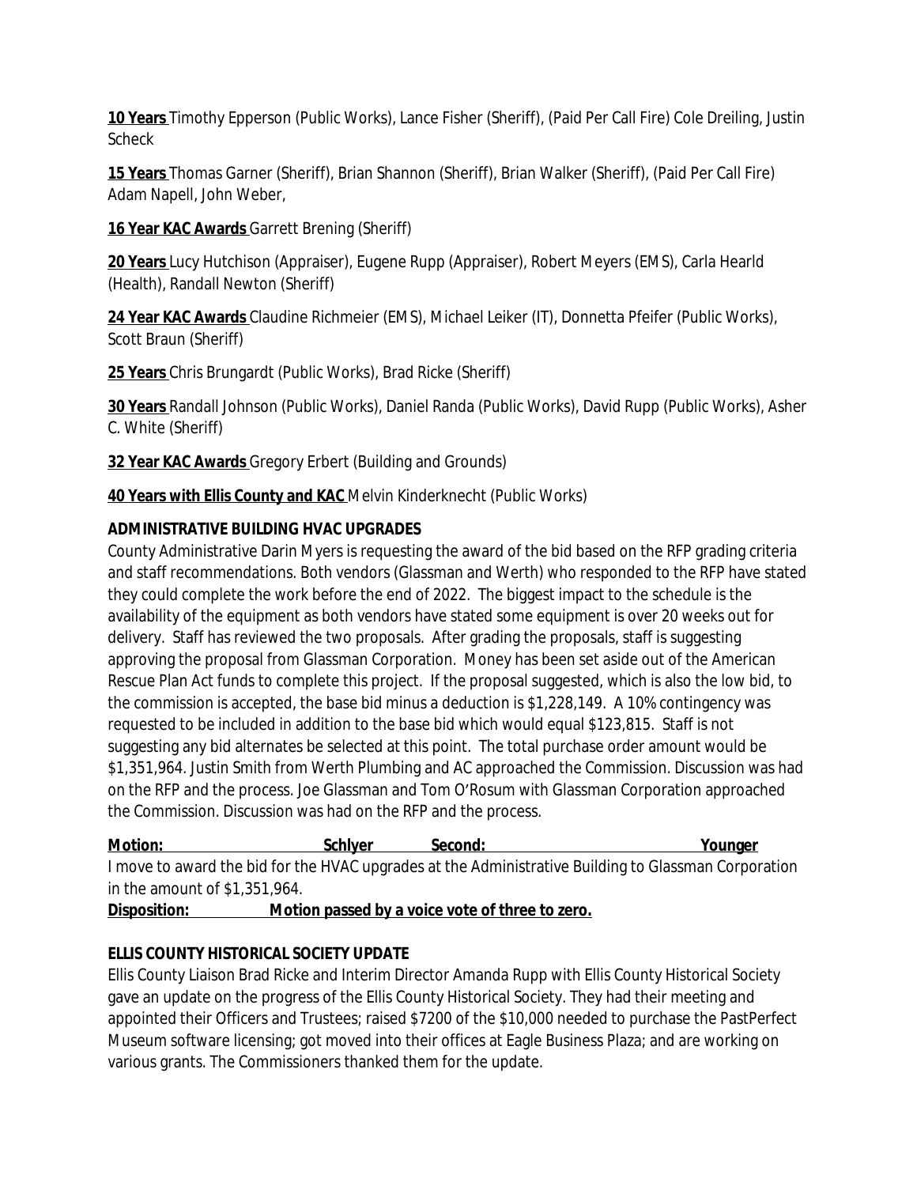**10 Years** Timothy Epperson (Public Works), Lance Fisher (Sheriff), (Paid Per Call Fire) Cole Dreiling, Justin Scheck

**15 Years** Thomas Garner (Sheriff), Brian Shannon (Sheriff), Brian Walker (Sheriff), (Paid Per Call Fire) Adam Napell, John Weber,

**16 Year KAC Awards** Garrett Brening (Sheriff)

**20 Years** Lucy Hutchison (Appraiser), Eugene Rupp (Appraiser), Robert Meyers (EMS), Carla Hearld (Health), Randall Newton (Sheriff)

**24 Year KAC Awards** Claudine Richmeier (EMS), Michael Leiker (IT), Donnetta Pfeifer (Public Works), Scott Braun (Sheriff)

**25 Years** Chris Brungardt (Public Works), Brad Ricke (Sheriff)

**30 Years** Randall Johnson (Public Works), Daniel Randa (Public Works), David Rupp (Public Works), Asher C. White (Sheriff)

**32 Year KAC Awards** Gregory Erbert (Building and Grounds)

**40 Years with Ellis County and KAC** Melvin Kinderknecht (Public Works)

**ADMINISTRATIVE BUILDING HVAC UPGRADES**

County Administrative Darin Myers is requesting the award of the bid based on the RFP grading criteria and staff recommendations. Both vendors (Glassman and Werth) who responded to the RFP have stated they could complete the work before the end of 2022. The biggest impact to the schedule is the availability of the equipment as both vendors have stated some equipment is over 20 weeks out for delivery. Staff has reviewed the two proposals. After grading the proposals, staff is suggesting approving the proposal from Glassman Corporation. Money has been set aside out of the American Rescue Plan Act funds to complete this project. If the proposal suggested, which is also the low bid, to the commission is accepted, the base bid minus a deduction is $1,228,149. A 10% contingency was requested to be included in addition to the base bid which would equal $123,815. Staff is not suggesting any bid alternates be selected at this point. The total purchase order amount would be $1,351,964. Justin Smith from Werth Plumbing and AC approached the Commission. Discussion was had on the RFP and the process. Joe Glassman and Tom O'Rosum with Glassman Corporation approached the Commission. Discussion was had on the RFP and the process.

**Motion:** Schlyer **Second:** Younger

I move to award the bid for the HVAC upgrades at the Administrative Building to Glassman Corporation in the amount of $1,351,964.

**Disposition:** **Motion passed by a voice vote of three to zero.**

**ELLIS COUNTY HISTORICAL SOCIETY UPDATE**

Ellis County Liaison Brad Ricke and Interim Director Amanda Rupp with Ellis County Historical Society gave an update on the progress of the Ellis County Historical Society. They had their meeting and appointed their Officers and Trustees; raised $7200 of the $10,000 needed to purchase the PastPerfect Museum software licensing; got moved into their offices at Eagle Business Plaza; and are working on various grants. The Commissioners thanked them for the update.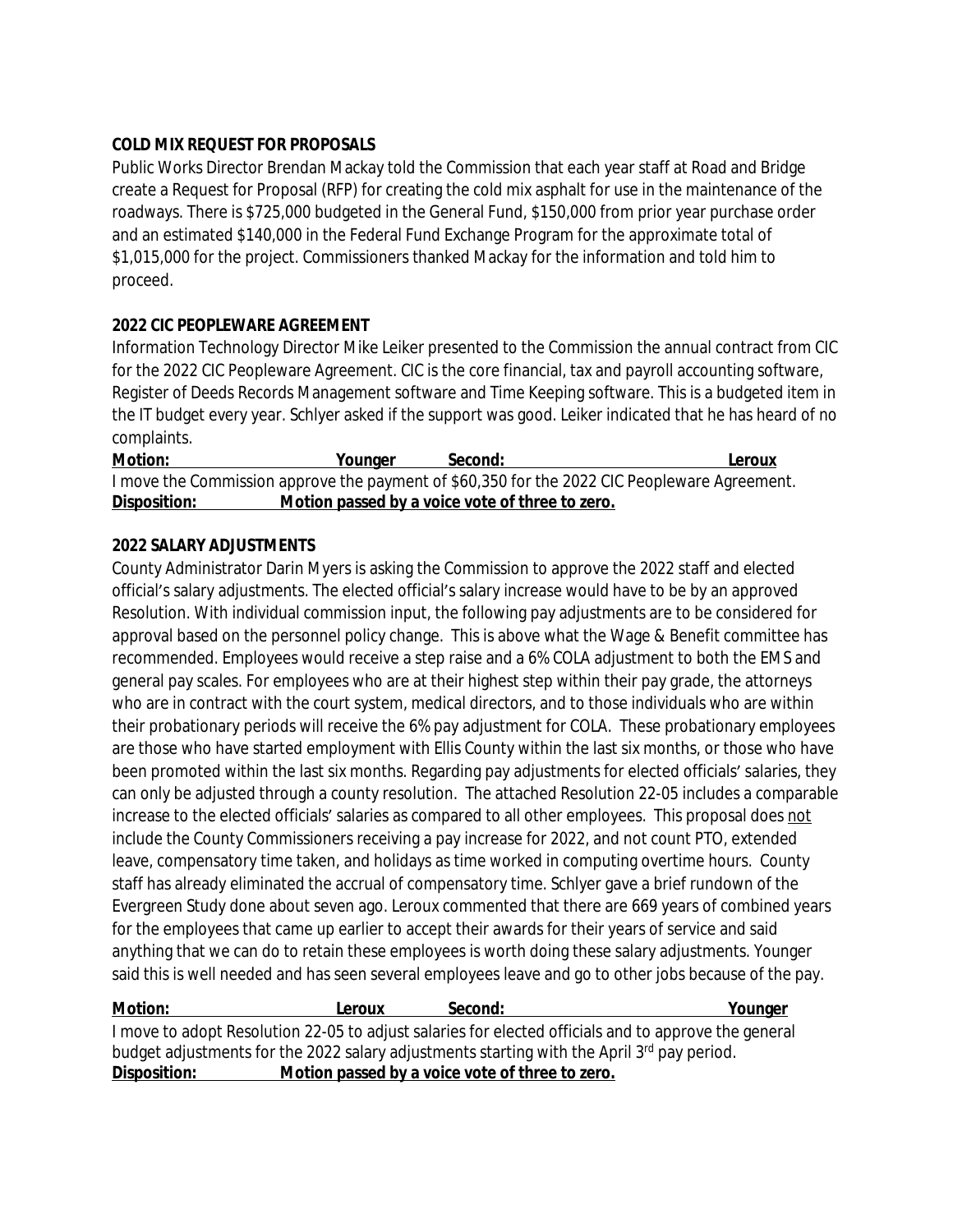**COLD MIX REQUEST FOR PROPOSALS**

Public Works Director Brendan Mackay told the Commission that each year staff at Road and Bridge create a Request for Proposal (RFP) for creating the cold mix asphalt for use in the maintenance of the roadways. There is $725,000 budgeted in the General Fund, $150,000 from prior year purchase order and an estimated $140,000 in the Federal Fund Exchange Program for the approximate total of $1,015,000 for the project. Commissioners thanked Mackay for the information and told him to proceed.

**2022 CIC PEOPLEWARE AGREEMENT**

Information Technology Director Mike Leiker presented to the Commission the annual contract from CIC for the 2022 CIC Peopleware Agreement. CIC is the core financial, tax and payroll accounting software, Register of Deeds Records Management software and Time Keeping software. This is a budgeted item in the IT budget every year. Schlyer asked if the support was good. Leiker indicated that he has heard of no complaints.

**Motion:** Younger **Second:** Leroux

I move the Commission approve the payment of $60,350 for the 2022 CIC Peopleware Agreement.

**Disposition: Motion passed by a voice vote of three to zero.**

**2022 SALARY ADJUSTMENTS**

County Administrator Darin Myers is asking the Commission to approve the 2022 staff and elected official's salary adjustments. The elected official's salary increase would have to be by an approved Resolution. With individual commission input, the following pay adjustments are to be considered for approval based on the personnel policy change. This is above what the Wage & Benefit committee has recommended. Employees would receive a step raise and a 6% COLA adjustment to both the EMS and general pay scales. For employees who are at their highest step within their pay grade, the attorneys who are in contract with the court system, medical directors, and to those individuals who are within their probationary periods will receive the 6% pay adjustment for COLA. These probationary employees are those who have started employment with Ellis County within the last six months, or those who have been promoted within the last six months. Regarding pay adjustments for elected officials' salaries, they can only be adjusted through a county resolution. The attached Resolution 22-05 includes a comparable increase to the elected officials' salaries as compared to all other employees. This proposal does not include the County Commissioners receiving a pay increase for 2022, and not count PTO, extended leave, compensatory time taken, and holidays as time worked in computing overtime hours. County staff has already eliminated the accrual of compensatory time. Schlyer gave a brief rundown of the Evergreen Study done about seven ago. Leroux commented that there are 669 years of combined years for the employees that came up earlier to accept their awards for their years of service and said anything that we can do to retain these employees is worth doing these salary adjustments. Younger said this is well needed and has seen several employees leave and go to other jobs because of the pay.

**Motion:** Leroux **Second:** Younger

I move to adopt Resolution 22-05 to adjust salaries for elected officials and to approve the general budget adjustments for the 2022 salary adjustments starting with the April 3rd pay period.

**Disposition: Motion passed by a voice vote of three to zero.**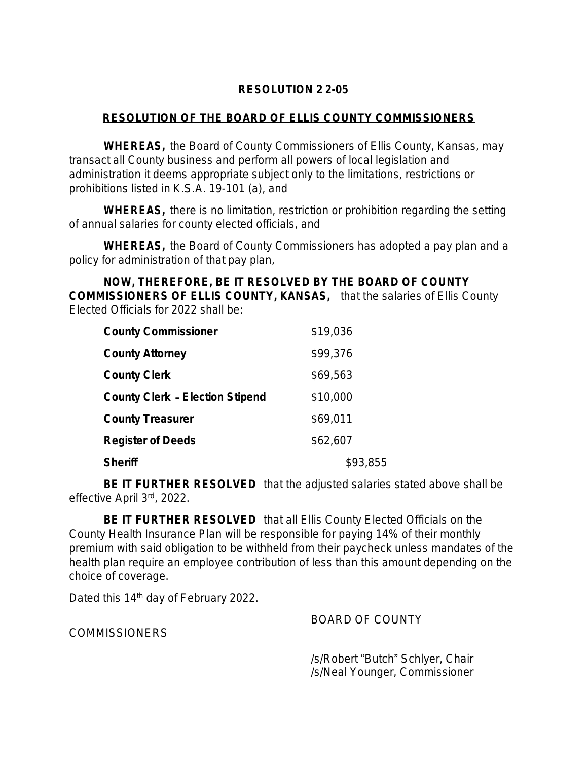**RESOLUTION 22-05**

**RESOLUTION OF THE BOARD OF ELLIS COUNTY COMMISSIONERS**

**WHEREAS,** the Board of County Commissioners of Ellis County, Kansas, may transact all County business and perform all powers of local legislation and administration it deems appropriate subject only to the limitations, restrictions or prohibitions listed in K.S.A. 19-101 (a), and

**WHEREAS,** there is no limitation, restriction or prohibition regarding the setting of annual salaries for county elected officials, and

**WHEREAS,** the Board of County Commissioners has adopted a pay plan and a policy for administration of that pay plan,

**NOW, THEREFORE, BE IT RESOLVED BY THE BOARD OF COUNTY COMMISSIONERS OF ELLIS COUNTY, KANSAS,** that the salaries of Ellis County Elected Officials for 2022 shall be:

| | |
|---|---|
| **County Commissioner** | $19,036 |
| **County Attorney** | $99,376 |
| **County Clerk** | $69,563 |
| **County Clerk – Election Stipend** | $10,000 |
| **County Treasurer** | $69,011 |
| **Register of Deeds** | $62,607 |
| **Sheriff** | $93,855 |

**BE IT FURTHER RESOLVED** that the adjusted salaries stated above shall be effective April 3rd, 2022.

**BE IT FURTHER RESOLVED** that all Ellis County Elected Officials on the County Health Insurance Plan will be responsible for paying 14% of their monthly premium with said obligation to be withheld from their paycheck unless mandates of the health plan require an employee contribution of less than this amount depending on the choice of coverage.

Dated this 14th day of February 2022.

BOARD OF COUNTY COMMISSIONERS

/s/Robert "Butch" Schlyer, Chair
/s/Neal Younger, Commissioner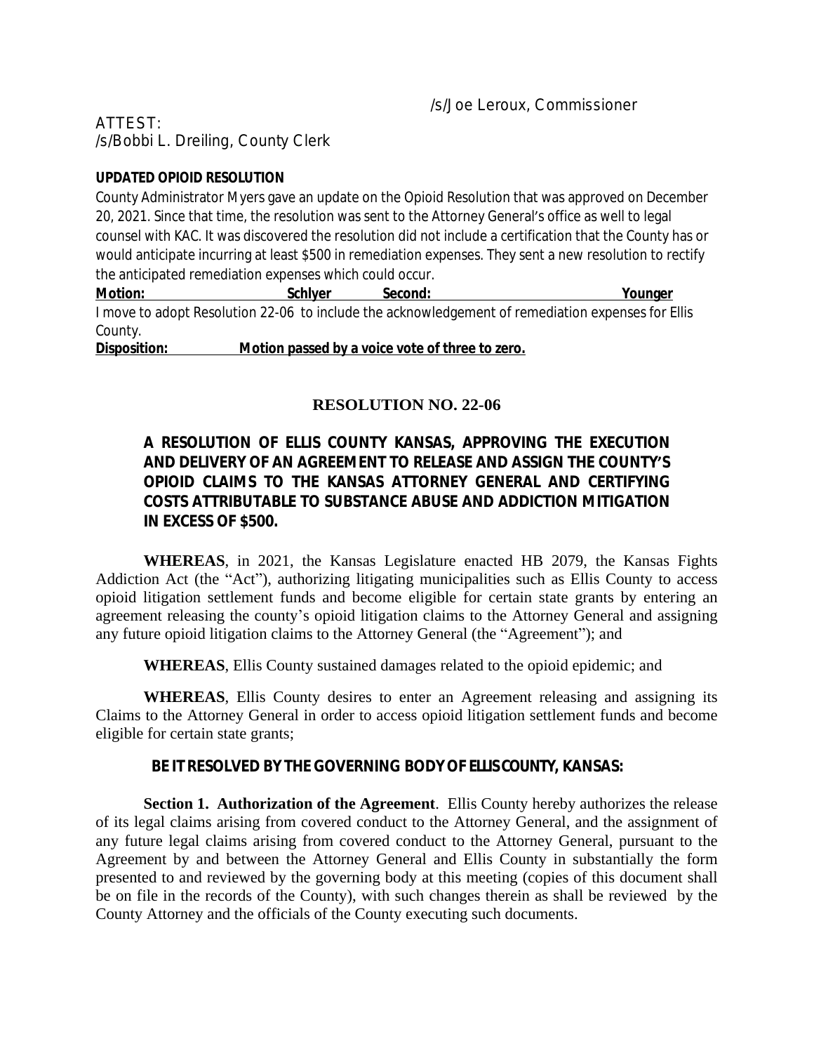/s/Joe Leroux, Commissioner

ATTEST:
/s/Bobbi L. Dreiling, County Clerk

**UPDATED OPIOID RESOLUTION**

County Administrator Myers gave an update on the Opioid Resolution that was approved on December 20, 2021. Since that time, the resolution was sent to the Attorney General's office as well to legal counsel with KAC. It was discovered the resolution did not include a certification that the County has or would anticipate incurring at least $500 in remediation expenses. They sent a new resolution to rectify the anticipated remediation expenses which could occur.

**Motion:** **Schlyer** **Second:** **Younger**

I move to adopt Resolution 22-06 to include the acknowledgement of remediation expenses for Ellis County.

**Disposition:** **Motion passed by a voice vote of three to zero.**

## RESOLUTION NO. 22-06

### A RESOLUTION OF ELLIS COUNTY KANSAS, APPROVING THE EXECUTION AND DELIVERY OF AN AGREEMENT TO RELEASE AND ASSIGN THE COUNTY'S OPIOID CLAIMS TO THE KANSAS ATTORNEY GENERAL AND CERTIFYING COSTS ATTRIBUTABLE TO SUBSTANCE ABUSE AND ADDICTION MITIGATION IN EXCESS OF $500.

**WHEREAS**, in 2021, the Kansas Legislature enacted HB 2079, the Kansas Fights Addiction Act (the "Act"), authorizing litigating municipalities such as Ellis County to access opioid litigation settlement funds and become eligible for certain state grants by entering an agreement releasing the county's opioid litigation claims to the Attorney General and assigning any future opioid litigation claims to the Attorney General (the "Agreement"); and

**WHEREAS**, Ellis County sustained damages related to the opioid epidemic; and

**WHEREAS**, Ellis County desires to enter an Agreement releasing and assigning its Claims to the Attorney General in order to access opioid litigation settlement funds and become eligible for certain state grants;

**BE IT RESOLVED BY THE GOVERNING BODY OF ELLIS COUNTY, KANSAS:**

**Section 1. Authorization of the Agreement**. Ellis County hereby authorizes the release of its legal claims arising from covered conduct to the Attorney General, and the assignment of any future legal claims arising from covered conduct to the Attorney General, pursuant to the Agreement by and between the Attorney General and Ellis County in substantially the form presented to and reviewed by the governing body at this meeting (copies of this document shall be on file in the records of the County), with such changes therein as shall be reviewed by the County Attorney and the officials of the County executing such documents.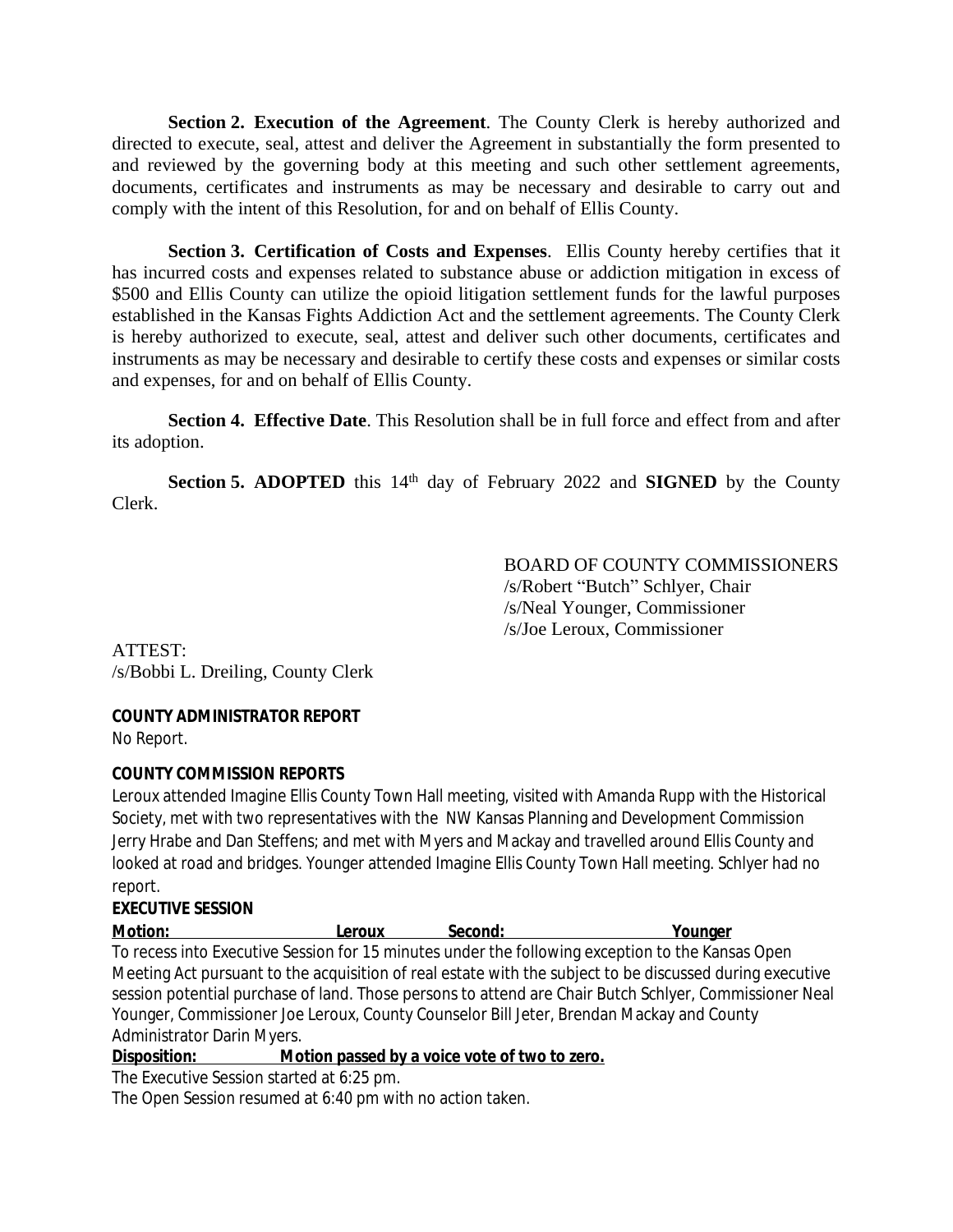**Section 2. Execution of the Agreement**. The County Clerk is hereby authorized and directed to execute, seal, attest and deliver the Agreement in substantially the form presented to and reviewed by the governing body at this meeting and such other settlement agreements, documents, certificates and instruments as may be necessary and desirable to carry out and comply with the intent of this Resolution, for and on behalf of Ellis County.

**Section 3. Certification of Costs and Expenses**. Ellis County hereby certifies that it has incurred costs and expenses related to substance abuse or addiction mitigation in excess of $500 and Ellis County can utilize the opioid litigation settlement funds for the lawful purposes established in the Kansas Fights Addiction Act and the settlement agreements. The County Clerk is hereby authorized to execute, seal, attest and deliver such other documents, certificates and instruments as may be necessary and desirable to certify these costs and expenses or similar costs and expenses, for and on behalf of Ellis County.

**Section 4. Effective Date**. This Resolution shall be in full force and effect from and after its adoption.

**Section 5. ADOPTED** this 14th day of February 2022 and **SIGNED** by the County Clerk.

BOARD OF COUNTY COMMISSIONERS
/s/Robert "Butch" Schlyer, Chair
/s/Neal Younger, Commissioner
/s/Joe Leroux, Commissioner

ATTEST:
/s/Bobbi L. Dreiling, County Clerk

**COUNTY ADMINISTRATOR REPORT**

No Report.

**COUNTY COMMISSION REPORTS**

Leroux attended Imagine Ellis County Town Hall meeting, visited with Amanda Rupp with the Historical Society, met with two representatives with the NW Kansas Planning and Development Commission Jerry Hrabe and Dan Steffens; and met with Myers and Mackay and travelled around Ellis County and looked at road and bridges. Younger attended Imagine Ellis County Town Hall meeting. Schlyer had no report.

**EXECUTIVE SESSION**

**Motion: Leroux Second: Younger**

To recess into Executive Session for 15 minutes under the following exception to the Kansas Open Meeting Act pursuant to the acquisition of real estate with the subject to be discussed during executive session potential purchase of land. Those persons to attend are Chair Butch Schlyer, Commissioner Neal Younger, Commissioner Joe Leroux, County Counselor Bill Jeter, Brendan Mackay and County Administrator Darin Myers.

**Disposition: Motion passed by a voice vote of two to zero.**

The Executive Session started at 6:25 pm.

The Open Session resumed at 6:40 pm with no action taken.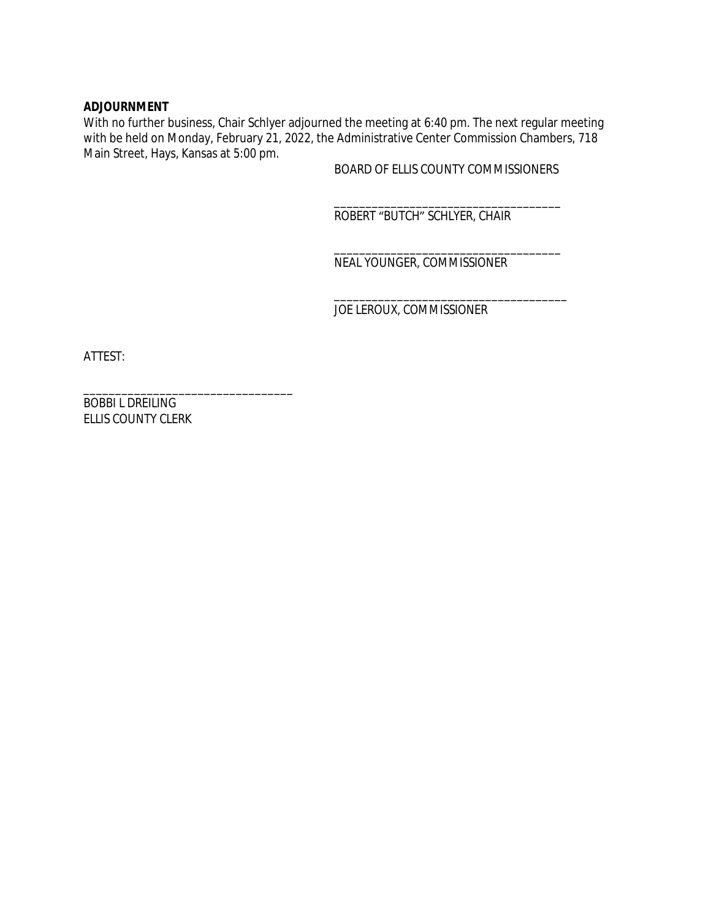**ADJOURNMENT**

With no further business, Chair Schlyer adjourned the meeting at 6:40 pm. The next regular meeting with be held on Monday, February 21, 2022, the Administrative Center Commission Chambers, 718 Main Street, Hays, Kansas at 5:00 pm.

BOARD OF ELLIS COUNTY COMMISSIONERS

___________________________________
ROBERT "BUTCH" SCHLYER, CHAIR

___________________________________
NEAL YOUNGER, COMMISSIONER

___________________________________
JOE LEROUX, COMMISSIONER

ATTEST:

________________________________
BOBBI L DREILING
ELLIS COUNTY CLERK